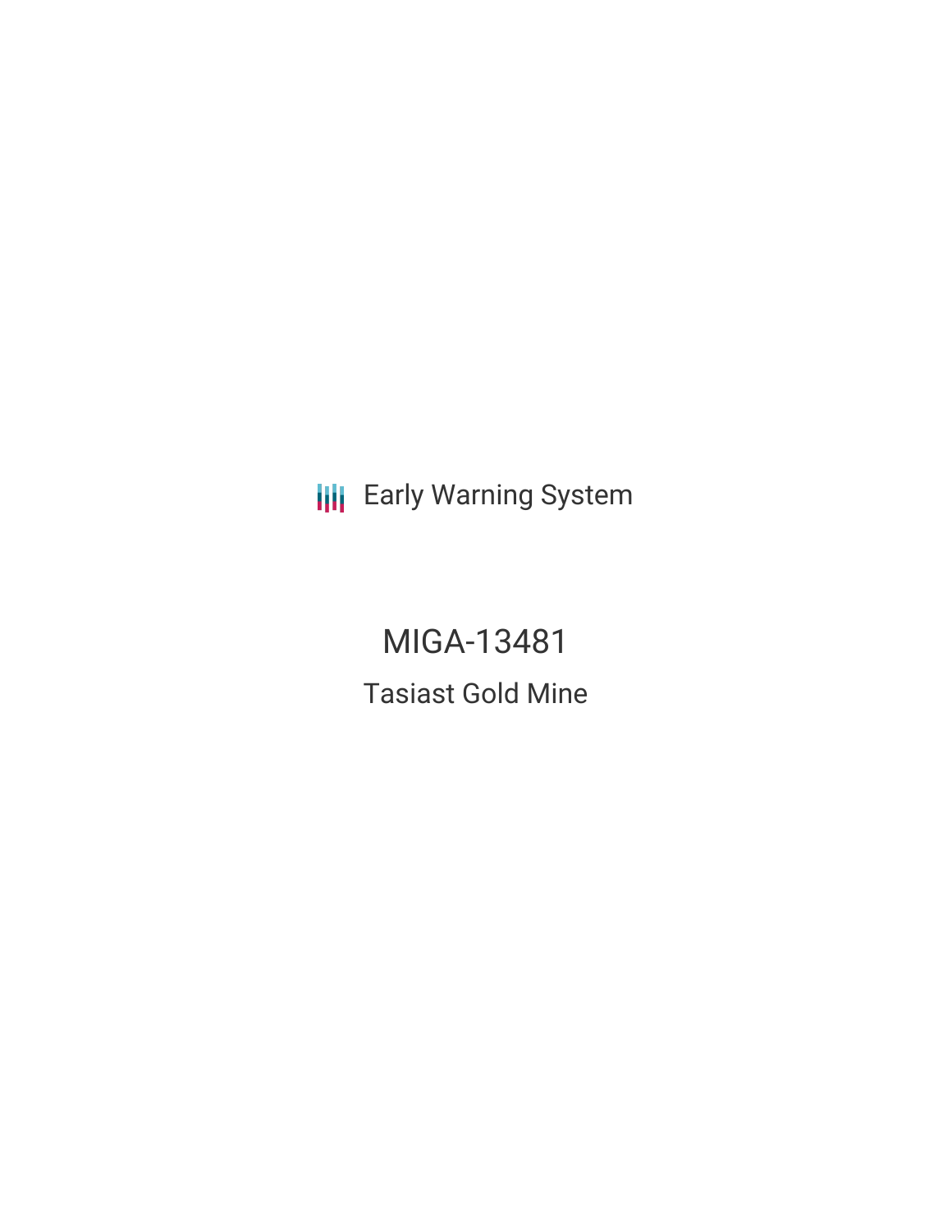Early Warning System

# MIGA-13481

## Tasiast Gold Mine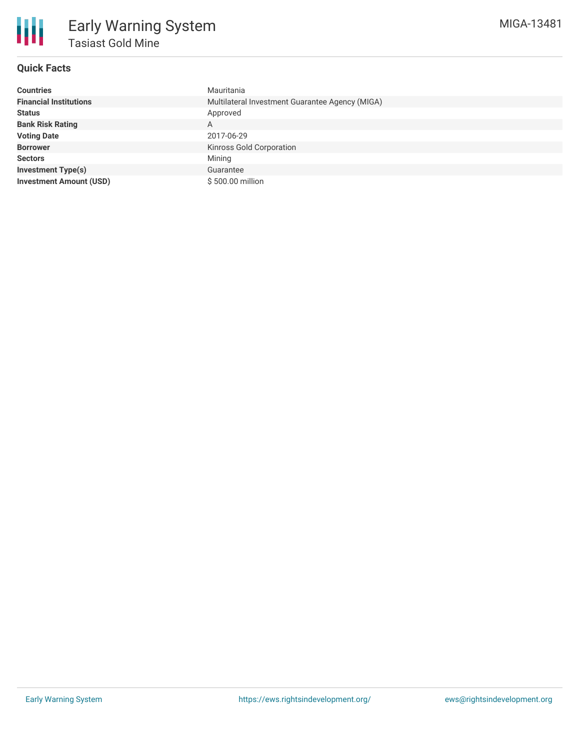# Early Warning System

## Tasiast Gold Mine

MIGA-13481

### Quick Facts

| | |
|---|---|
| **Countries** | Mauritania |
| **Financial Institutions** | Multilateral Investment Guarantee Agency (MIGA) |
| **Status** | Approved |
| **Bank Risk Rating** | A |
| **Voting Date** | 2017-06-29 |
| **Borrower** | Kinross Gold Corporation |
| **Sectors** | Mining |
| **Investment Type(s)** | Guarantee |
| **Investment Amount (USD)** | $ 500.00 million |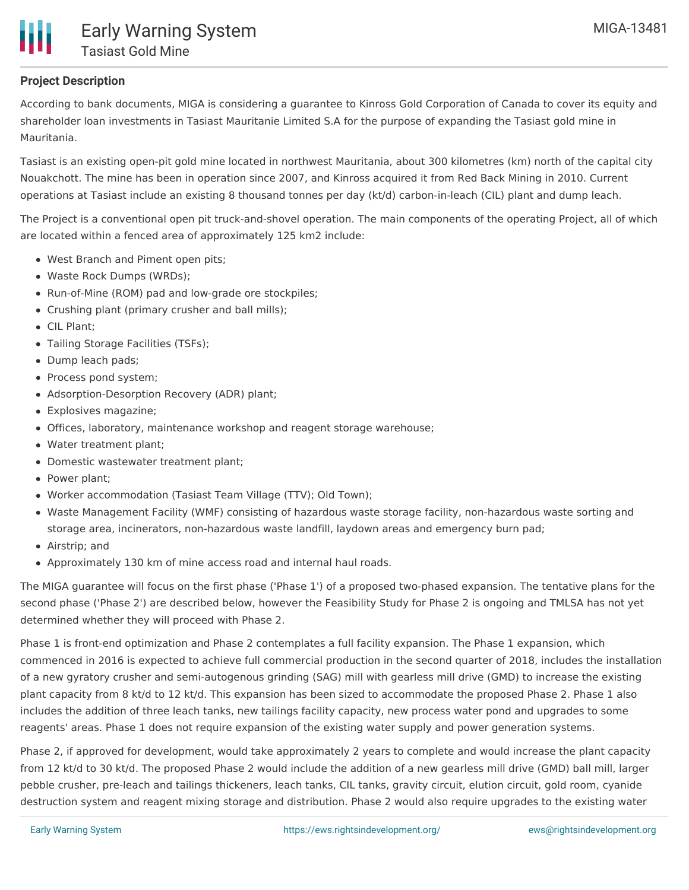**Project Description**

According to bank documents, MIGA is considering a guarantee to Kinross Gold Corporation of Canada to cover its equity and shareholder loan investments in Tasiast Mauritanie Limited S.A for the purpose of expanding the Tasiast gold mine in Mauritania.

Tasiast is an existing open-pit gold mine located in northwest Mauritania, about 300 kilometres (km) north of the capital city Nouakchott. The mine has been in operation since 2007, and Kinross acquired it from Red Back Mining in 2010. Current operations at Tasiast include an existing 8 thousand tonnes per day (kt/d) carbon-in-leach (CIL) plant and dump leach.

The Project is a conventional open pit truck-and-shovel operation. The main components of the operating Project, all of which are located within a fenced area of approximately 125 km2 include:

- West Branch and Piment open pits;
- Waste Rock Dumps (WRDs);
- Run-of-Mine (ROM) pad and low-grade ore stockpiles;
- Crushing plant (primary crusher and ball mills);
- CIL Plant;
- Tailing Storage Facilities (TSFs);
- Dump leach pads;
- Process pond system;
- Adsorption-Desorption Recovery (ADR) plant;
- Explosives magazine;
- Offices, laboratory, maintenance workshop and reagent storage warehouse;
- Water treatment plant;
- Domestic wastewater treatment plant;
- Power plant;
- Worker accommodation (Tasiast Team Village (TTV); Old Town);
- Waste Management Facility (WMF) consisting of hazardous waste storage facility, non-hazardous waste sorting and storage area, incinerators, non-hazardous waste landfill, laydown areas and emergency burn pad;
- Airstrip; and
- Approximately 130 km of mine access road and internal haul roads.

The MIGA guarantee will focus on the first phase ('Phase 1') of a proposed two-phased expansion. The tentative plans for the second phase ('Phase 2') are described below, however the Feasibility Study for Phase 2 is ongoing and TMLSA has not yet determined whether they will proceed with Phase 2.

Phase 1 is front-end optimization and Phase 2 contemplates a full facility expansion. The Phase 1 expansion, which commenced in 2016 is expected to achieve full commercial production in the second quarter of 2018, includes the installation of a new gyratory crusher and semi-autogenous grinding (SAG) mill with gearless mill drive (GMD) to increase the existing plant capacity from 8 kt/d to 12 kt/d. This expansion has been sized to accommodate the proposed Phase 2. Phase 1 also includes the addition of three leach tanks, new tailings facility capacity, new process water pond and upgrades to some reagents' areas. Phase 1 does not require expansion of the existing water supply and power generation systems.

Phase 2, if approved for development, would take approximately 2 years to complete and would increase the plant capacity from 12 kt/d to 30 kt/d. The proposed Phase 2 would include the addition of a new gearless mill drive (GMD) ball mill, larger pebble crusher, pre-leach and tailings thickeners, leach tanks, CIL tanks, gravity circuit, elution circuit, gold room, cyanide destruction system and reagent mixing storage and distribution. Phase 2 would also require upgrades to the existing water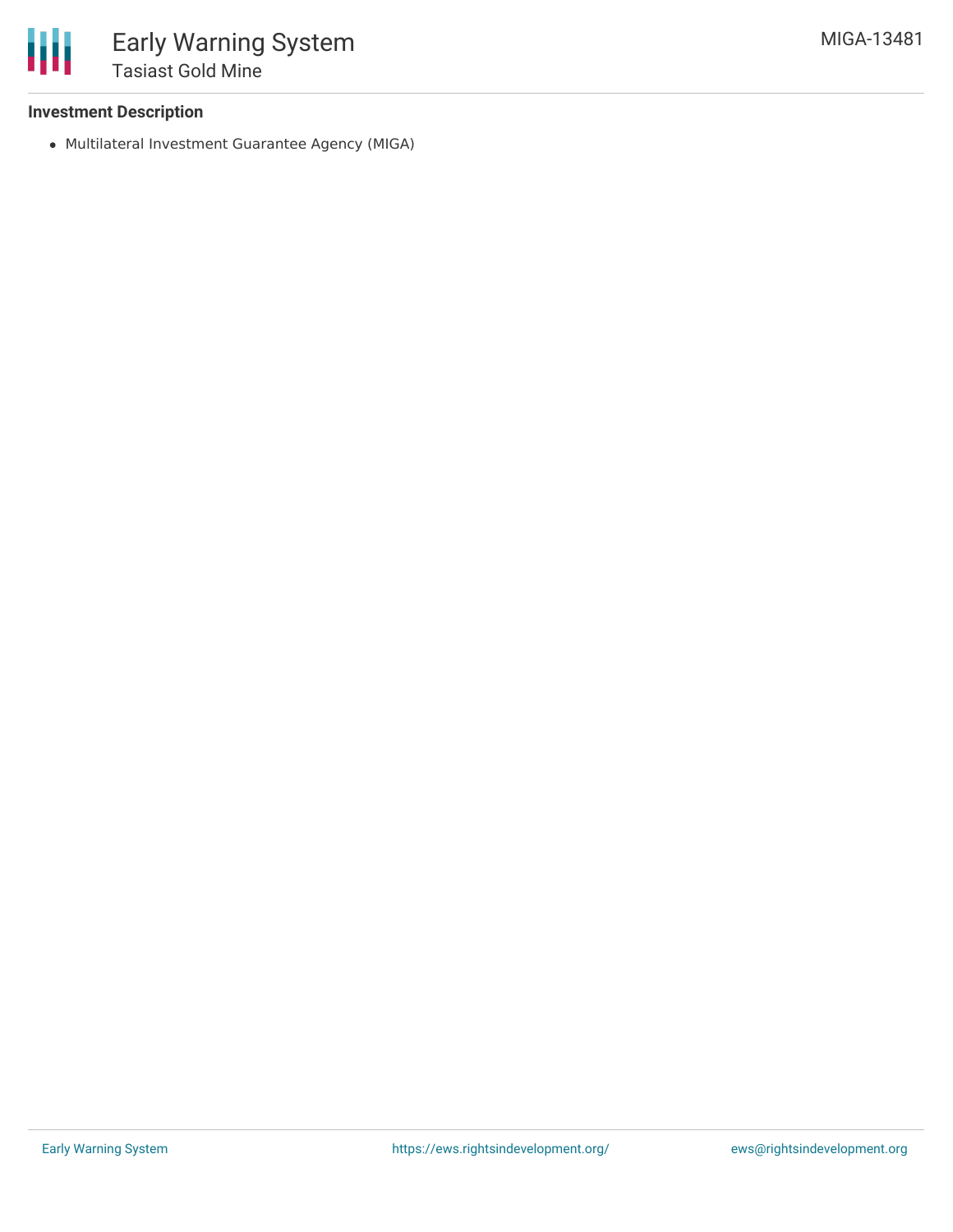### Investment Description

- Multilateral Investment Guarantee Agency (MIGA)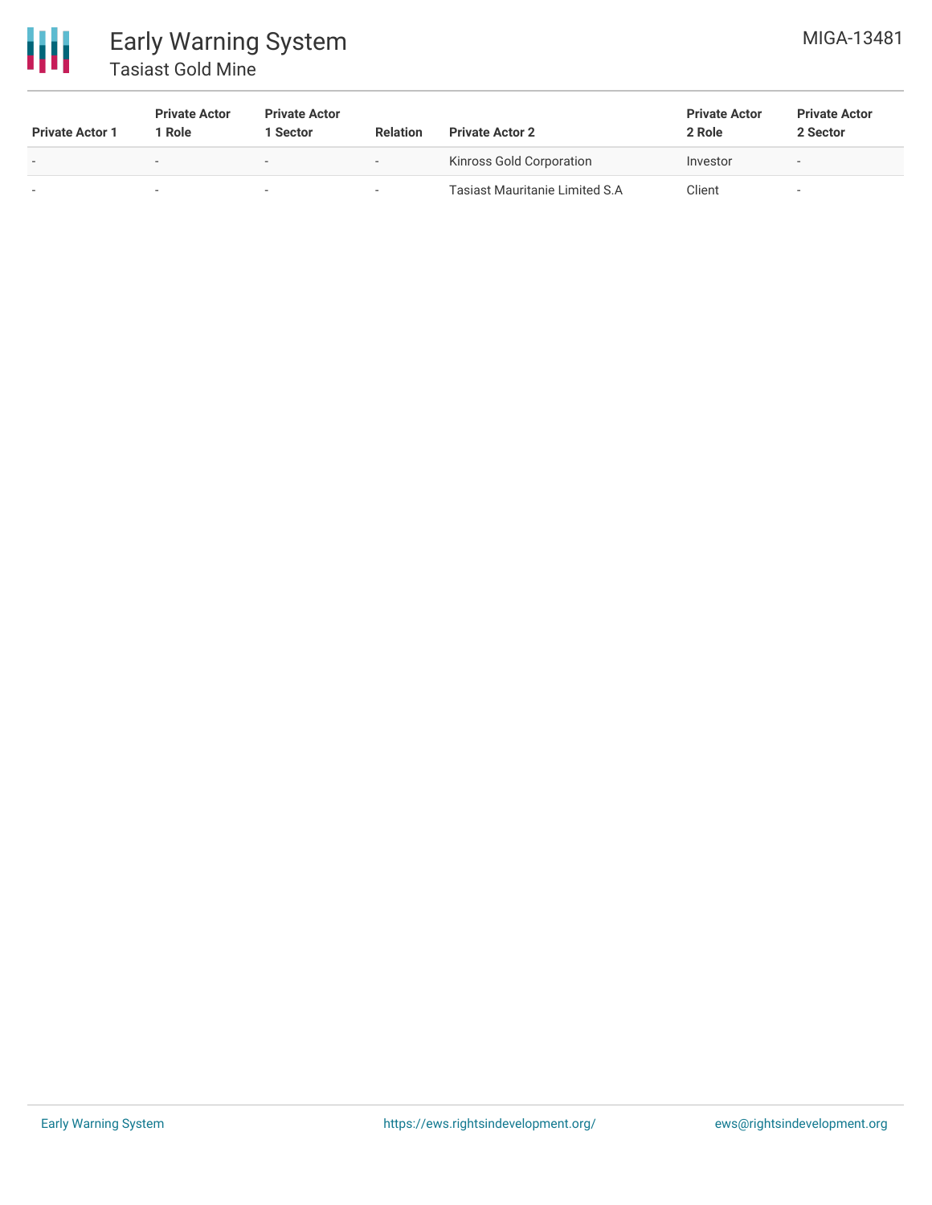| Private Actor 1 | Private Actor 1 Role | Private Actor 1 Sector | Relation | Private Actor 2 | Private Actor 2 Role | Private Actor 2 Sector |
|---|---|---|---|---|---|---|
| - | - | - | - | Kinross Gold Corporation | Investor | - |
| - | - | - | - | Tasiast Mauritanie Limited S.A | Client | - |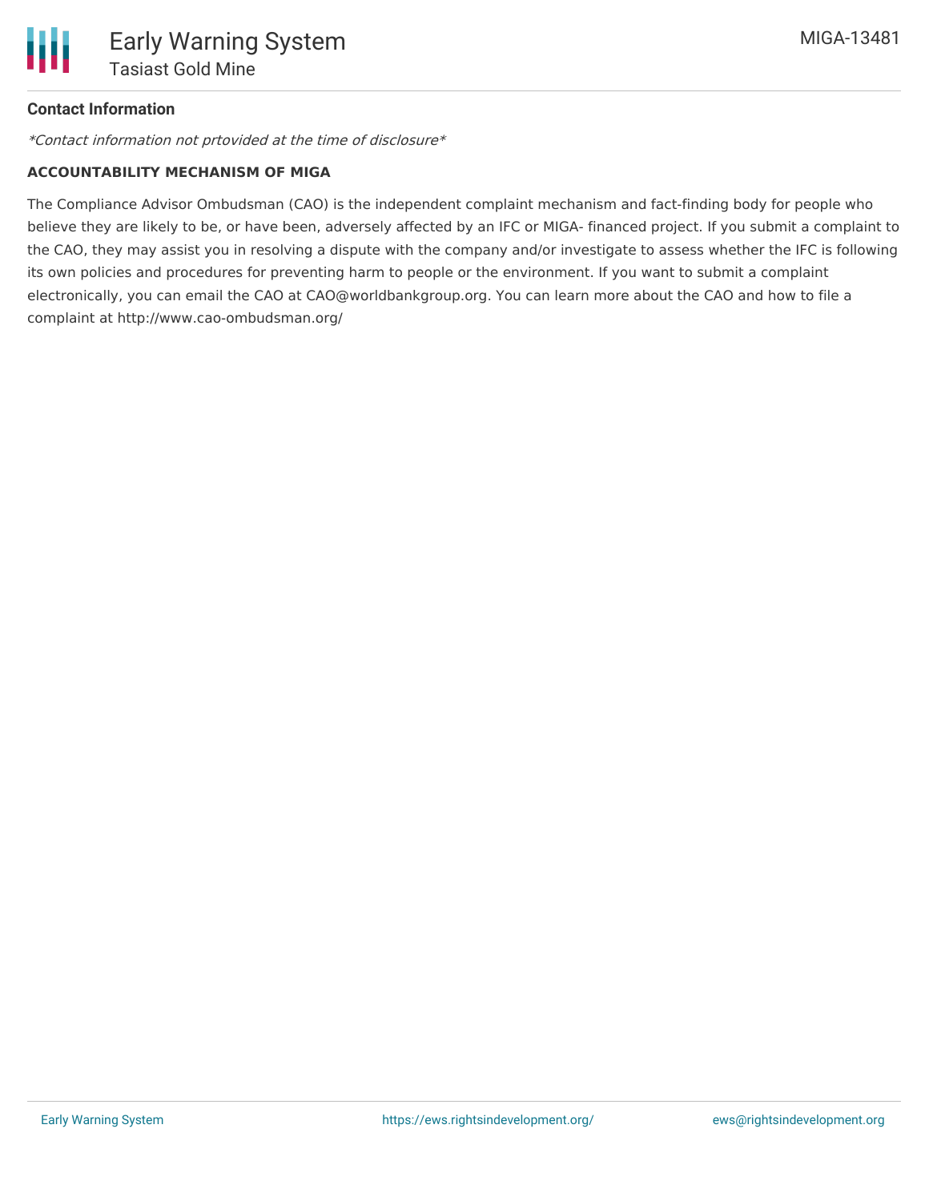## Contact Information

*\*Contact information not prtovided at the time of disclosure\**

**ACCOUNTABILITY MECHANISM OF MIGA**

The Compliance Advisor Ombudsman (CAO) is the independent complaint mechanism and fact-finding body for people who believe they are likely to be, or have been, adversely affected by an IFC or MIGA- financed project. If you submit a complaint to the CAO, they may assist you in resolving a dispute with the company and/or investigate to assess whether the IFC is following its own policies and procedures for preventing harm to people or the environment. If you want to submit a complaint electronically, you can email the CAO at CAO@worldbankgroup.org. You can learn more about the CAO and how to file a complaint at http://www.cao-ombudsman.org/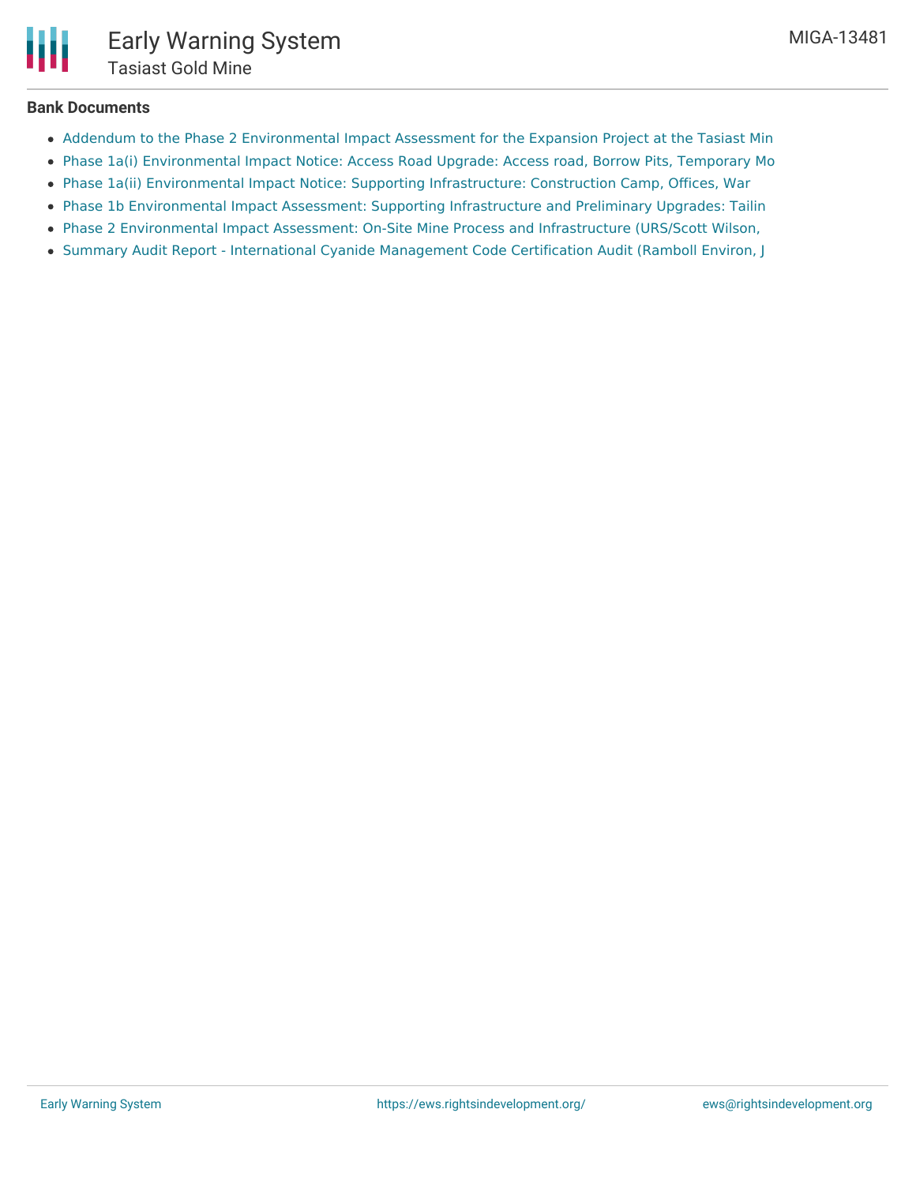**Bank Documents**

- Addendum to the Phase 2 Environmental Impact Assessment for the Expansion Project at the Tasiast Min
- Phase 1a(i) Environmental Impact Notice: Access Road Upgrade: Access road, Borrow Pits, Temporary Mo
- Phase 1a(ii) Environmental Impact Notice: Supporting Infrastructure: Construction Camp, Offices, War
- Phase 1b Environmental Impact Assessment: Supporting Infrastructure and Preliminary Upgrades: Tailin
- Phase 2 Environmental Impact Assessment: On-Site Mine Process and Infrastructure (URS/Scott Wilson,
- Summary Audit Report - International Cyanide Management Code Certification Audit (Ramboll Environ, J